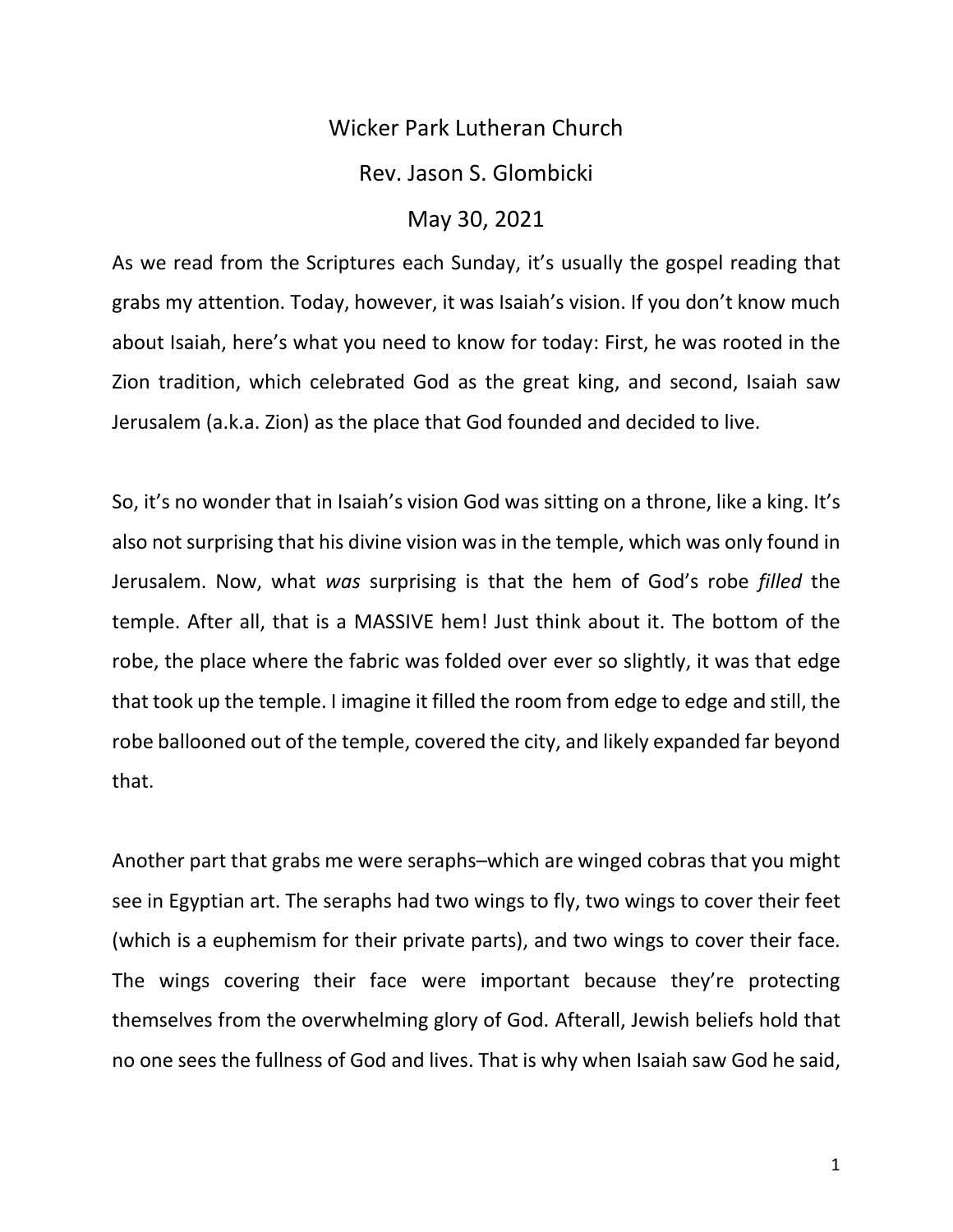Wicker Park Lutheran Church

Rev. Jason S. Glombicki

May 30, 2021

As we read from the Scriptures each Sunday, it's usually the gospel reading that grabs my attention. Today, however, it was Isaiah's vision. If you don't know much about Isaiah, here's what you need to know for today: First, he was rooted in the Zion tradition, which celebrated God as the great king, and second, Isaiah saw Jerusalem (a.k.a. Zion) as the place that God founded and decided to live.

So, it's no wonder that in Isaiah's vision God was sitting on a throne, like a king. It's also not surprising that his divine vision was in the temple, which was only found in Jerusalem. Now, what *was* surprising is that the hem of God's robe *filled* the temple. After all, that is a MASSIVE hem! Just think about it. The bottom of the robe, the place where the fabric was folded over ever so slightly, it was that edge that took up the temple. I imagine it filled the room from edge to edge and still, the robe ballooned out of the temple, covered the city, and likely expanded far beyond that.

Another part that grabs me were seraphs–which are winged cobras that you might see in Egyptian art. The seraphs had two wings to fly, two wings to cover their feet (which is a euphemism for their private parts), and two wings to cover their face. The wings covering their face were important because they're protecting themselves from the overwhelming glory of God. Afterall, Jewish beliefs hold that no one sees the fullness of God and lives. That is why when Isaiah saw God he said,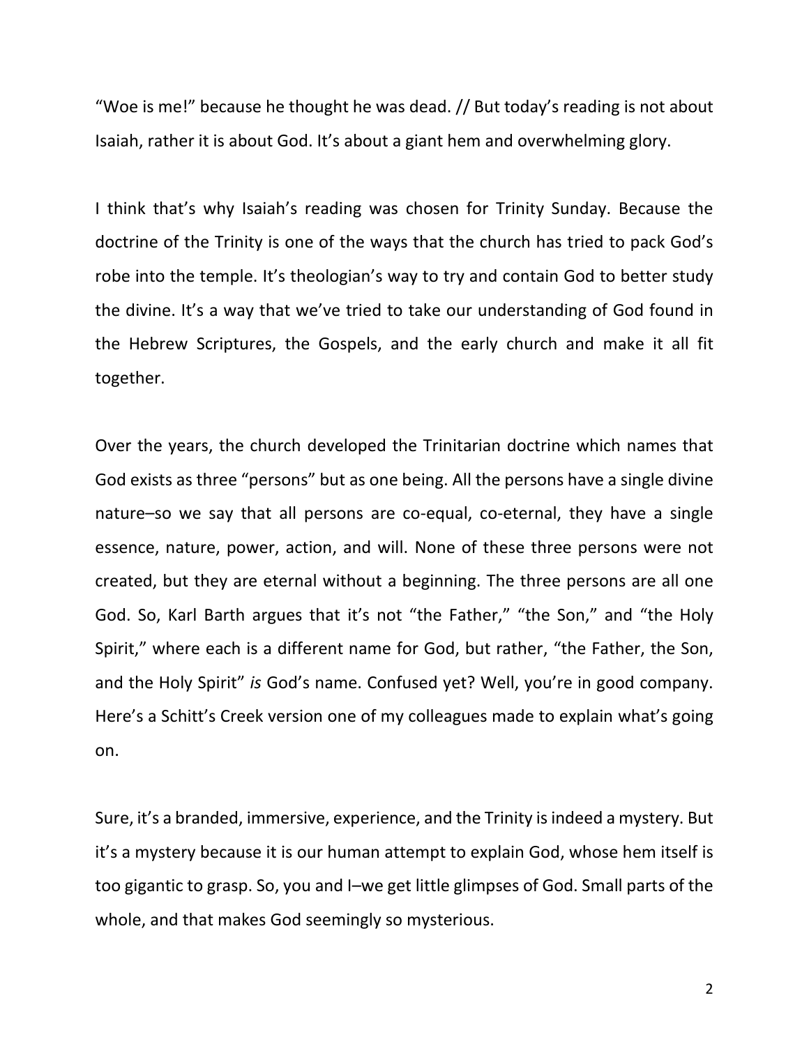"Woe is me!" because he thought he was dead. // But today's reading is not about Isaiah, rather it is about God. It's about a giant hem and overwhelming glory.

I think that's why Isaiah's reading was chosen for Trinity Sunday. Because the doctrine of the Trinity is one of the ways that the church has tried to pack God's robe into the temple. It's theologian's way to try and contain God to better study the divine. It's a way that we've tried to take our understanding of God found in the Hebrew Scriptures, the Gospels, and the early church and make it all fit together.

Over the years, the church developed the Trinitarian doctrine which names that God exists as three "persons" but as one being. All the persons have a single divine nature–so we say that all persons are co-equal, co-eternal, they have a single essence, nature, power, action, and will. None of these three persons were not created, but they are eternal without a beginning. The three persons are all one God. So, Karl Barth argues that it's not "the Father," "the Son," and "the Holy Spirit," where each is a different name for God, but rather, "the Father, the Son, and the Holy Spirit" *is* God's name. Confused yet? Well, you're in good company. Here's a Schitt's Creek version one of my colleagues made to explain what's going on.

Sure, it's a branded, immersive, experience, and the Trinity is indeed a mystery. But it's a mystery because it is our human attempt to explain God, whose hem itself is too gigantic to grasp. So, you and I–we get little glimpses of God. Small parts of the whole, and that makes God seemingly so mysterious.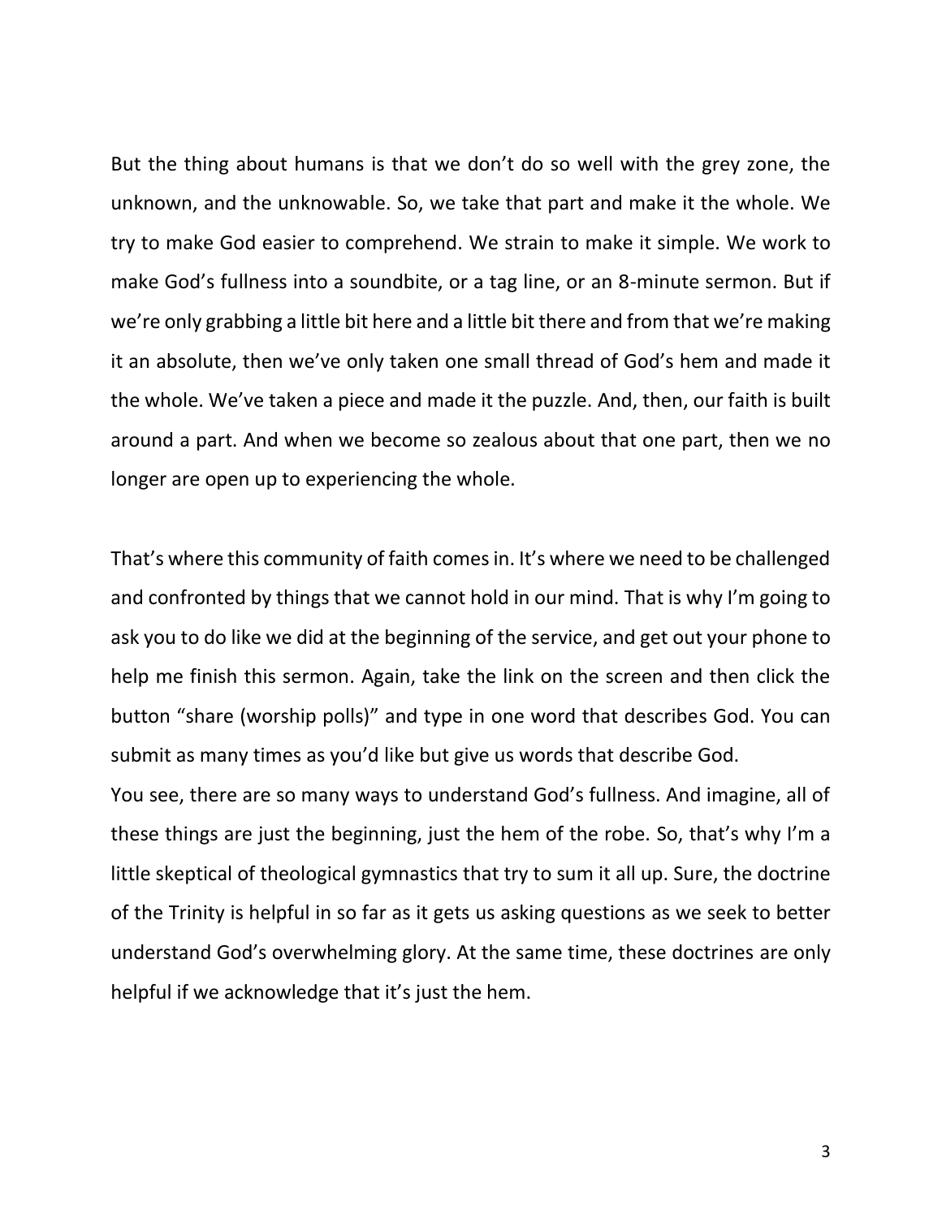But the thing about humans is that we don't do so well with the grey zone, the unknown, and the unknowable. So, we take that part and make it the whole. We try to make God easier to comprehend. We strain to make it simple. We work to make God's fullness into a soundbite, or a tag line, or an 8-minute sermon. But if we're only grabbing a little bit here and a little bit there and from that we're making it an absolute, then we've only taken one small thread of God's hem and made it the whole. We've taken a piece and made it the puzzle. And, then, our faith is built around a part. And when we become so zealous about that one part, then we no longer are open up to experiencing the whole.

That's where this community of faith comes in. It's where we need to be challenged and confronted by things that we cannot hold in our mind. That is why I'm going to ask you to do like we did at the beginning of the service, and get out your phone to help me finish this sermon. Again, take the link on the screen and then click the button "share (worship polls)" and type in one word that describes God. You can submit as many times as you'd like but give us words that describe God.

You see, there are so many ways to understand God's fullness. And imagine, all of these things are just the beginning, just the hem of the robe. So, that's why I'm a little skeptical of theological gymnastics that try to sum it all up. Sure, the doctrine of the Trinity is helpful in so far as it gets us asking questions as we seek to better understand God's overwhelming glory. At the same time, these doctrines are only helpful if we acknowledge that it's just the hem.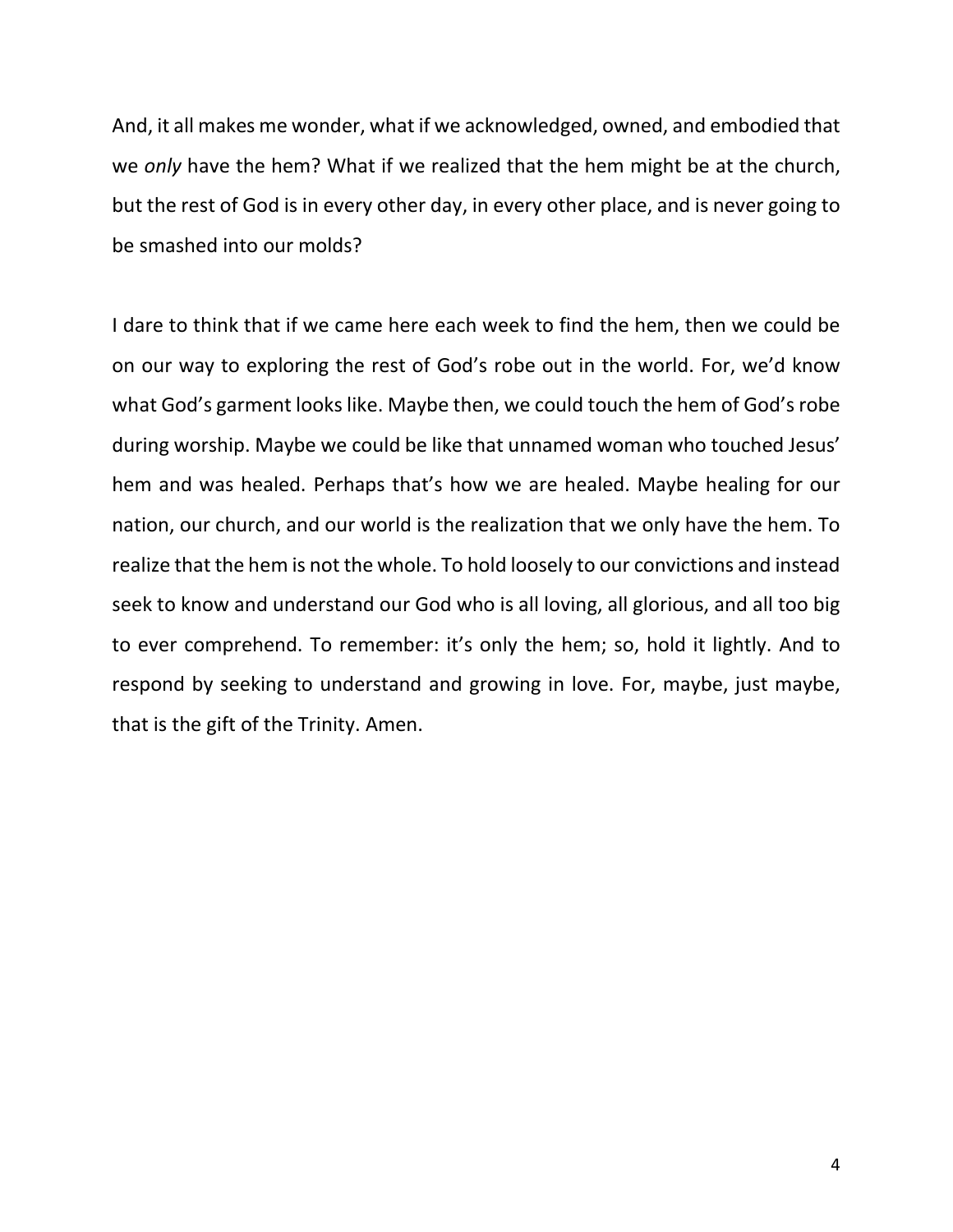And, it all makes me wonder, what if we acknowledged, owned, and embodied that we *only* have the hem? What if we realized that the hem might be at the church, but the rest of God is in every other day, in every other place, and is never going to be smashed into our molds?

I dare to think that if we came here each week to find the hem, then we could be on our way to exploring the rest of God's robe out in the world. For, we'd know what God's garment looks like. Maybe then, we could touch the hem of God's robe during worship. Maybe we could be like that unnamed woman who touched Jesus' hem and was healed. Perhaps that's how we are healed. Maybe healing for our nation, our church, and our world is the realization that we only have the hem. To realize that the hem is not the whole. To hold loosely to our convictions and instead seek to know and understand our God who is all loving, all glorious, and all too big to ever comprehend. To remember: it's only the hem; so, hold it lightly. And to respond by seeking to understand and growing in love. For, maybe, just maybe, that is the gift of the Trinity. Amen.